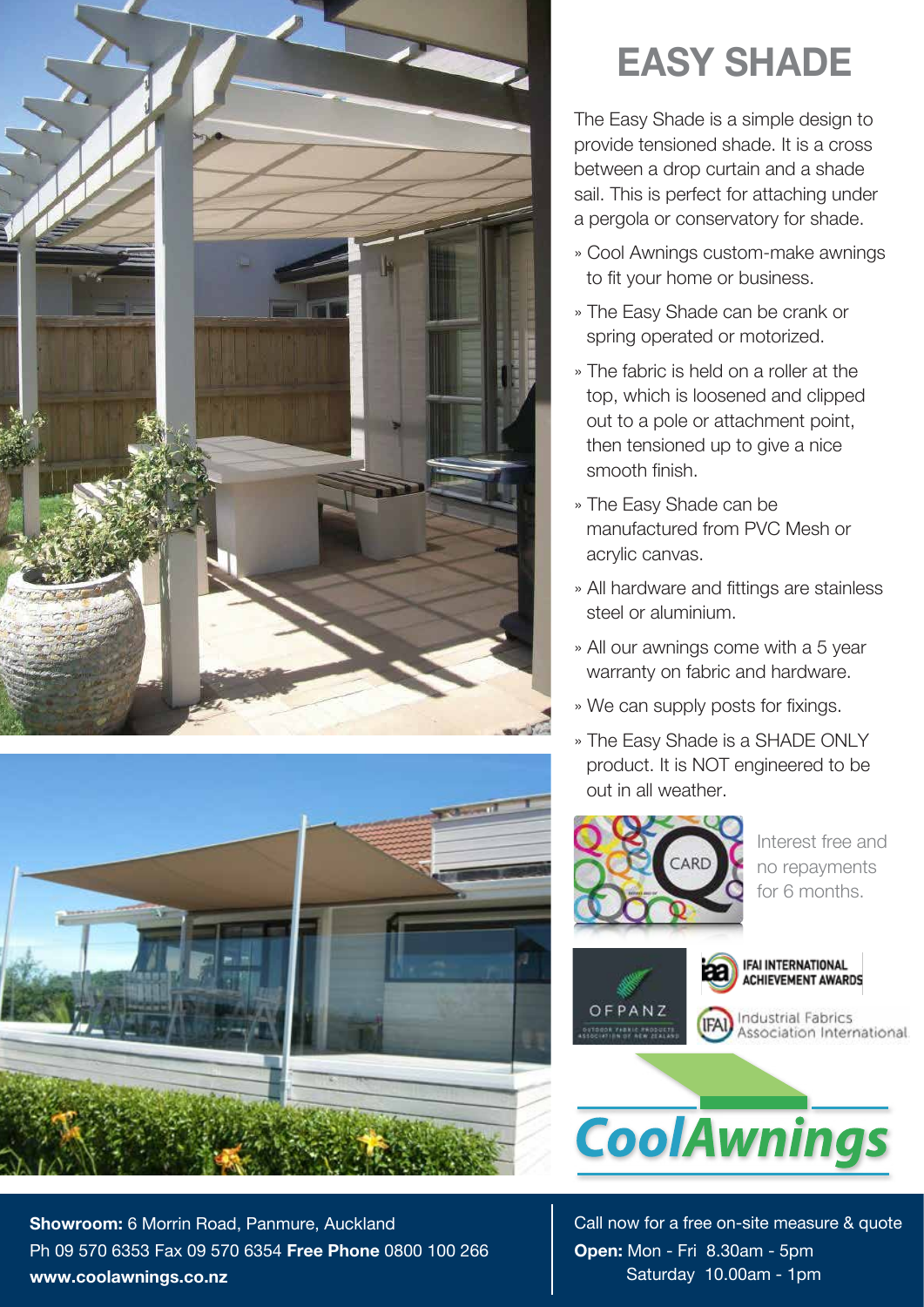# EASY SHADE

The Easy Shade is a simple design to provide tensioned shade. It is a cross between a drop curtain and a shade sail. This is perfect for attaching under a pergola or conservatory for shade.

- Cool Awnings custom-make awnings to fit your home or business.
- The Easy Shade can be crank or spring operated or motorized.
- The fabric is held on a roller at the top, which is loosened and clipped out to a pole or attachment point, then tensioned up to give a nice smooth finish.
- The Easy Shade can be manufactured from PVC Mesh or acrylic canvas.
- All hardware and fittings are stainless steel or aluminium.
- All our awnings come with a 5 year warranty on fabric and hardware.
- We can supply posts for fixings.
- The Easy Shade is a SHADE ONLY product. It is NOT engineered to be out in all weather.

CARD

Interest free and no repayments for 6 months.

OFPANZ — Outdoor Fabric Products Association of New Zealand

IFAI International Achievement Awards

IFAI Industrial Fabrics Association International

CoolAwnings

**Showroom:** 6 Morrin Road, Panmure, Auckland
Ph 09 570 6353 Fax 09 570 6354 **Free Phone** 0800 100 266
**www.coolawnings.co.nz**

Call now for a free on-site measure & quote
**Open:** Mon - Fri 8.30am - 5pm
Saturday 10.00am - 1pm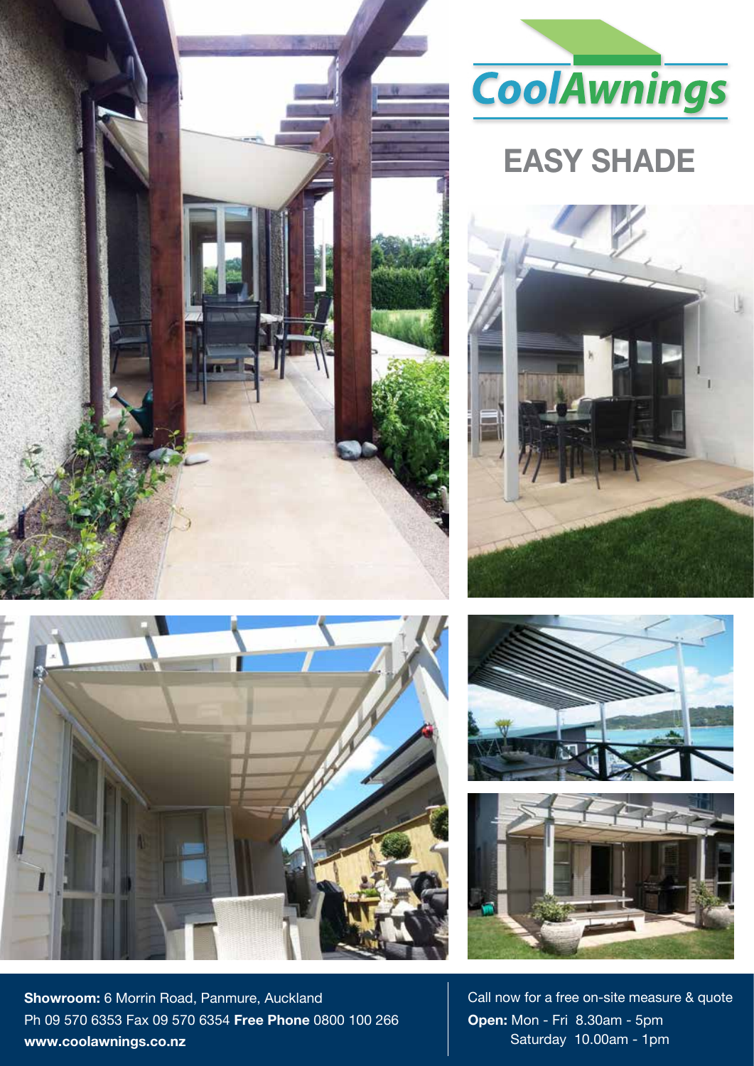# CoolAwnings

## EASY SHADE

**Showroom:** 6 Morrin Road, Panmure, Auckland
Ph 09 570 6353 Fax 09 570 6354 **Free Phone** 0800 100 266
**www.coolawnings.co.nz**

Call now for a free on-site measure & quote
**Open:** Mon - Fri 8.30am - 5pm
Saturday 10.00am - 1pm